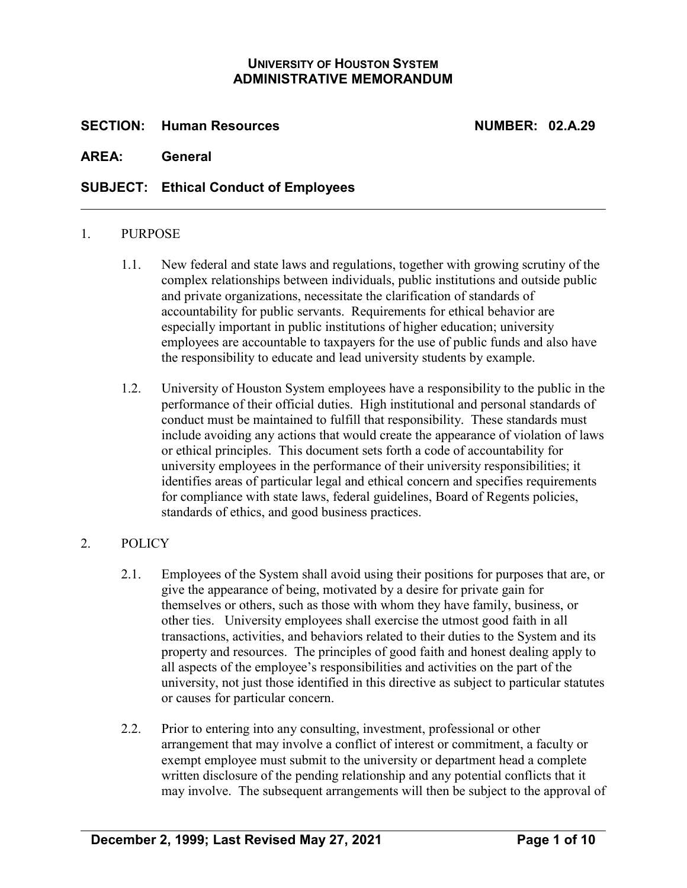# UNIVERSITY OF HOUSTON SYSTEM
## ADMINISTRATIVE MEMORANDUM

**SECTION: Human Resources** **NUMBER: 02.A.29**

**AREA: General**

**SUBJECT: Ethical Conduct of Employees**

---

1. PURPOSE

   1.1. New federal and state laws and regulations, together with growing scrutiny of the complex relationships between individuals, public institutions and outside public and private organizations, necessitate the clarification of standards of accountability for public servants. Requirements for ethical behavior are especially important in public institutions of higher education; university employees are accountable to taxpayers for the use of public funds and also have the responsibility to educate and lead university students by example.

   1.2. University of Houston System employees have a responsibility to the public in the performance of their official duties. High institutional and personal standards of conduct must be maintained to fulfill that responsibility. These standards must include avoiding any actions that would create the appearance of violation of laws or ethical principles. This document sets forth a code of accountability for university employees in the performance of their university responsibilities; it identifies areas of particular legal and ethical concern and specifies requirements for compliance with state laws, federal guidelines, Board of Regents policies, standards of ethics, and good business practices.

2. POLICY

   2.1. Employees of the System shall avoid using their positions for purposes that are, or give the appearance of being, motivated by a desire for private gain for themselves or others, such as those with whom they have family, business, or other ties. University employees shall exercise the utmost good faith in all transactions, activities, and behaviors related to their duties to the System and its property and resources. The principles of good faith and honest dealing apply to all aspects of the employee's responsibilities and activities on the part of the university, not just those identified in this directive as subject to particular statutes or causes for particular concern.

   2.2. Prior to entering into any consulting, investment, professional or other arrangement that may involve a conflict of interest or commitment, a faculty or exempt employee must submit to the university or department head a complete written disclosure of the pending relationship and any potential conflicts that it may involve. The subsequent arrangements will then be subject to the approval of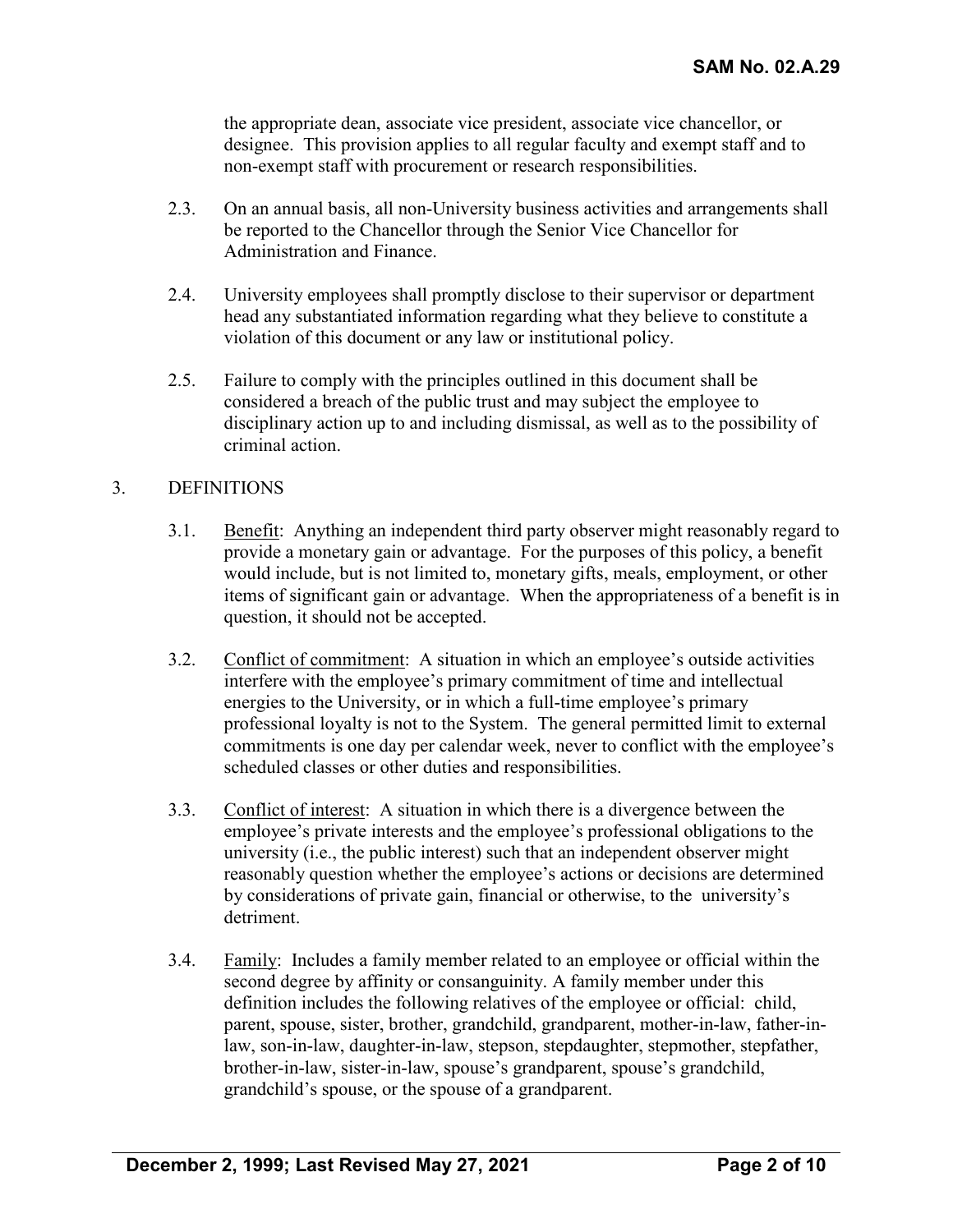the appropriate dean, associate vice president, associate vice chancellor, or designee. This provision applies to all regular faculty and exempt staff and to non-exempt staff with procurement or research responsibilities.

2.3. On an annual basis, all non-University business activities and arrangements shall be reported to the Chancellor through the Senior Vice Chancellor for Administration and Finance.

2.4. University employees shall promptly disclose to their supervisor or department head any substantiated information regarding what they believe to constitute a violation of this document or any law or institutional policy.

2.5. Failure to comply with the principles outlined in this document shall be considered a breach of the public trust and may subject the employee to disciplinary action up to and including dismissal, as well as to the possibility of criminal action.

## 3. DEFINITIONS

3.1. Benefit: Anything an independent third party observer might reasonably regard to provide a monetary gain or advantage. For the purposes of this policy, a benefit would include, but is not limited to, monetary gifts, meals, employment, or other items of significant gain or advantage. When the appropriateness of a benefit is in question, it should not be accepted.

3.2. Conflict of commitment: A situation in which an employee's outside activities interfere with the employee's primary commitment of time and intellectual energies to the University, or in which a full-time employee's primary professional loyalty is not to the System. The general permitted limit to external commitments is one day per calendar week, never to conflict with the employee's scheduled classes or other duties and responsibilities.

3.3. Conflict of interest: A situation in which there is a divergence between the employee's private interests and the employee's professional obligations to the university (i.e., the public interest) such that an independent observer might reasonably question whether the employee's actions or decisions are determined by considerations of private gain, financial or otherwise, to the university's detriment.

3.4. Family: Includes a family member related to an employee or official within the second degree by affinity or consanguinity. A family member under this definition includes the following relatives of the employee or official: child, parent, spouse, sister, brother, grandchild, grandparent, mother-in-law, father-in-law, son-in-law, daughter-in-law, stepson, stepdaughter, stepmother, stepfather, brother-in-law, sister-in-law, spouse's grandparent, spouse's grandchild, grandchild's spouse, or the spouse of a grandparent.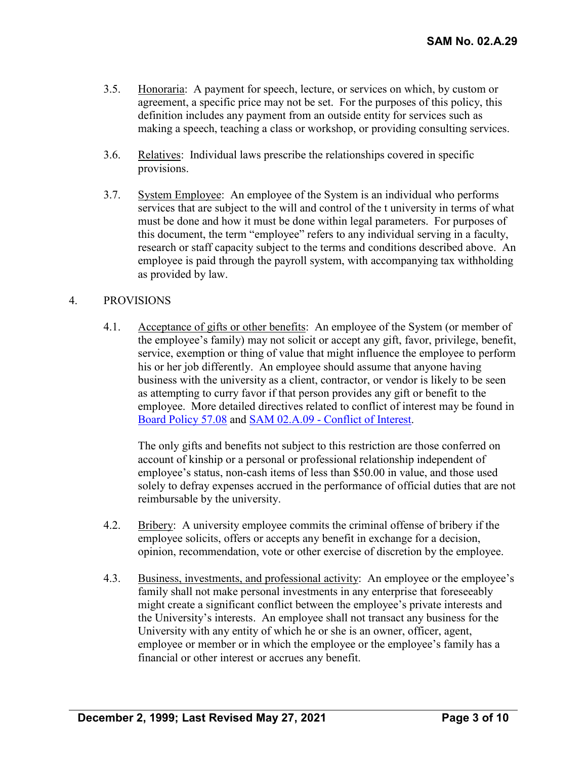3.5. <u>Honoraria</u>: A payment for speech, lecture, or services on which, by custom or agreement, a specific price may not be set. For the purposes of this policy, this definition includes any payment from an outside entity for services such as making a speech, teaching a class or workshop, or providing consulting services.

3.6. <u>Relatives</u>: Individual laws prescribe the relationships covered in specific provisions.

3.7. <u>System Employee</u>: An employee of the System is an individual who performs services that are subject to the will and control of the t university in terms of what must be done and how it must be done within legal parameters. For purposes of this document, the term "employee" refers to any individual serving in a faculty, research or staff capacity subject to the terms and conditions described above. An employee is paid through the payroll system, with accompanying tax withholding as provided by law.

## 4. PROVISIONS

4.1. <u>Acceptance of gifts or other benefits</u>: An employee of the System (or member of the employee's family) may not solicit or accept any gift, favor, privilege, benefit, service, exemption or thing of value that might influence the employee to perform his or her job differently. An employee should assume that anyone having business with the university as a client, contractor, or vendor is likely to be seen as attempting to curry favor if that person provides any gift or benefit to the employee. More detailed directives related to conflict of interest may be found in Board Policy 57.08 and SAM 02.A.09 - Conflict of Interest.

The only gifts and benefits not subject to this restriction are those conferred on account of kinship or a personal or professional relationship independent of employee's status, non-cash items of less than $50.00 in value, and those used solely to defray expenses accrued in the performance of official duties that are not reimbursable by the university.

4.2. <u>Bribery</u>: A university employee commits the criminal offense of bribery if the employee solicits, offers or accepts any benefit in exchange for a decision, opinion, recommendation, vote or other exercise of discretion by the employee.

4.3. <u>Business, investments, and professional activity</u>: An employee or the employee's family shall not make personal investments in any enterprise that foreseeably might create a significant conflict between the employee's private interests and the University's interests. An employee shall not transact any business for the University with any entity of which he or she is an owner, officer, agent, employee or member or in which the employee or the employee's family has a financial or other interest or accrues any benefit.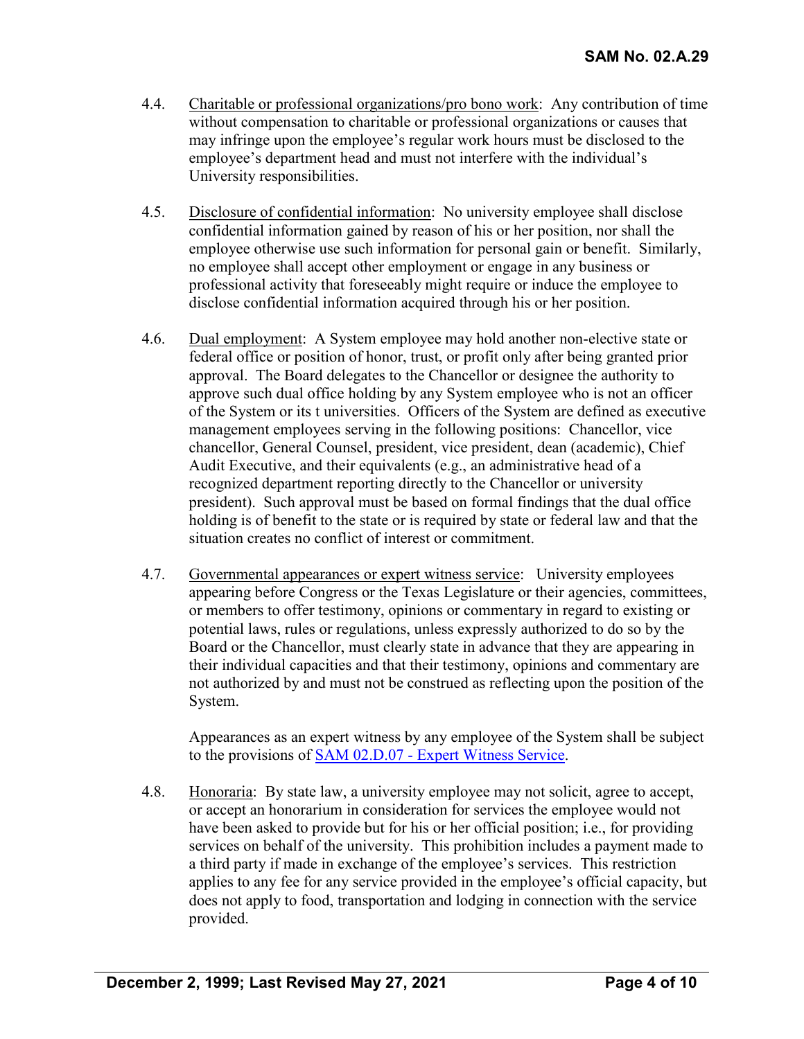4.4. Charitable or professional organizations/pro bono work: Any contribution of time without compensation to charitable or professional organizations or causes that may infringe upon the employee's regular work hours must be disclosed to the employee's department head and must not interfere with the individual's University responsibilities.

4.5. Disclosure of confidential information: No university employee shall disclose confidential information gained by reason of his or her position, nor shall the employee otherwise use such information for personal gain or benefit. Similarly, no employee shall accept other employment or engage in any business or professional activity that foreseeably might require or induce the employee to disclose confidential information acquired through his or her position.

4.6. Dual employment: A System employee may hold another non-elective state or federal office or position of honor, trust, or profit only after being granted prior approval. The Board delegates to the Chancellor or designee the authority to approve such dual office holding by any System employee who is not an officer of the System or its t universities. Officers of the System are defined as executive management employees serving in the following positions: Chancellor, vice chancellor, General Counsel, president, vice president, dean (academic), Chief Audit Executive, and their equivalents (e.g., an administrative head of a recognized department reporting directly to the Chancellor or university president). Such approval must be based on formal findings that the dual office holding is of benefit to the state or is required by state or federal law and that the situation creates no conflict of interest or commitment.

4.7. Governmental appearances or expert witness service: University employees appearing before Congress or the Texas Legislature or their agencies, committees, or members to offer testimony, opinions or commentary in regard to existing or potential laws, rules or regulations, unless expressly authorized to do so by the Board or the Chancellor, must clearly state in advance that they are appearing in their individual capacities and that their testimony, opinions and commentary are not authorized by and must not be construed as reflecting upon the position of the System.

Appearances as an expert witness by any employee of the System shall be subject to the provisions of [SAM 02.D.07 - Expert Witness Service](#).

4.8. Honoraria: By state law, a university employee may not solicit, agree to accept, or accept an honorarium in consideration for services the employee would not have been asked to provide but for his or her official position; i.e., for providing services on behalf of the university. This prohibition includes a payment made to a third party if made in exchange of the employee's services. This restriction applies to any fee for any service provided in the employee's official capacity, but does not apply to food, transportation and lodging in connection with the service provided.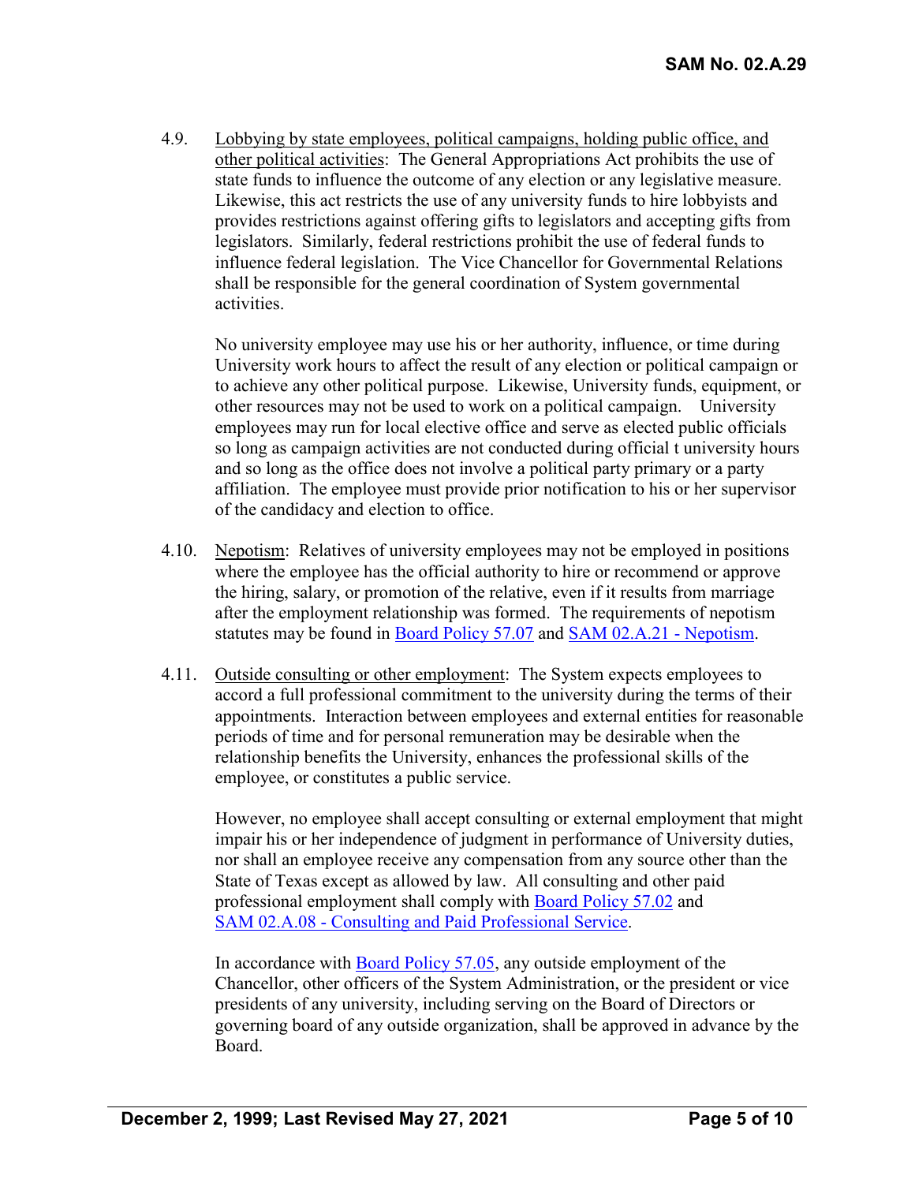4.9. Lobbying by state employees, political campaigns, holding public office, and other political activities: The General Appropriations Act prohibits the use of state funds to influence the outcome of any election or any legislative measure. Likewise, this act restricts the use of any university funds to hire lobbyists and provides restrictions against offering gifts to legislators and accepting gifts from legislators. Similarly, federal restrictions prohibit the use of federal funds to influence federal legislation. The Vice Chancellor for Governmental Relations shall be responsible for the general coordination of System governmental activities.

No university employee may use his or her authority, influence, or time during University work hours to affect the result of any election or political campaign or to achieve any other political purpose. Likewise, University funds, equipment, or other resources may not be used to work on a political campaign. University employees may run for local elective office and serve as elected public officials so long as campaign activities are not conducted during official t university hours and so long as the office does not involve a political party primary or a party affiliation. The employee must provide prior notification to his or her supervisor of the candidacy and election to office.

4.10. Nepotism: Relatives of university employees may not be employed in positions where the employee has the official authority to hire or recommend or approve the hiring, salary, or promotion of the relative, even if it results from marriage after the employment relationship was formed. The requirements of nepotism statutes may be found in Board Policy 57.07 and SAM 02.A.21 - Nepotism.

4.11. Outside consulting or other employment: The System expects employees to accord a full professional commitment to the university during the terms of their appointments. Interaction between employees and external entities for reasonable periods of time and for personal remuneration may be desirable when the relationship benefits the University, enhances the professional skills of the employee, or constitutes a public service.

However, no employee shall accept consulting or external employment that might impair his or her independence of judgment in performance of University duties, nor shall an employee receive any compensation from any source other than the State of Texas except as allowed by law. All consulting and other paid professional employment shall comply with Board Policy 57.02 and SAM 02.A.08 - Consulting and Paid Professional Service.

In accordance with Board Policy 57.05, any outside employment of the Chancellor, other officers of the System Administration, or the president or vice presidents of any university, including serving on the Board of Directors or governing board of any outside organization, shall be approved in advance by the Board.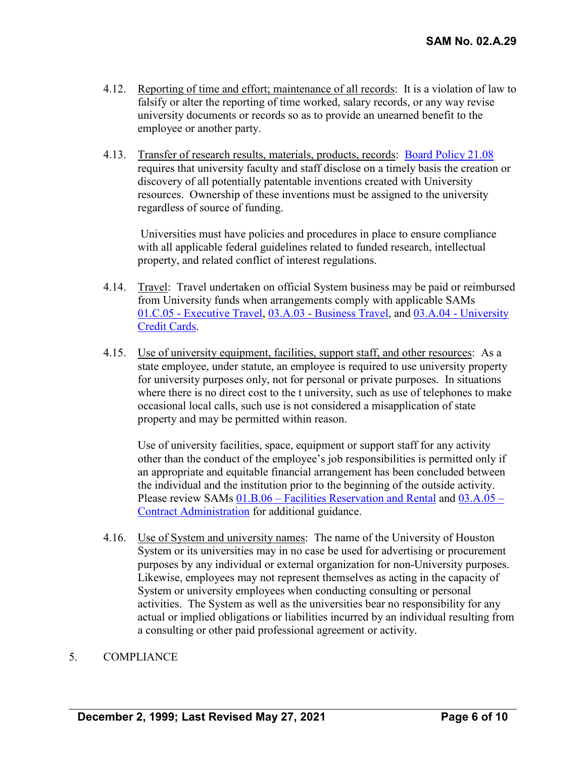4.12. <u>Reporting of time and effort; maintenance of all records</u>: It is a violation of law to falsify or alter the reporting of time worked, salary records, or any way revise university documents or records so as to provide an unearned benefit to the employee or another party.

4.13. <u>Transfer of research results, materials, products, records</u>: [Board Policy 21.08](#) requires that university faculty and staff disclose on a timely basis the creation or discovery of all potentially patentable inventions created with University resources. Ownership of these inventions must be assigned to the university regardless of source of funding.

Universities must have policies and procedures in place to ensure compliance with all applicable federal guidelines related to funded research, intellectual property, and related conflict of interest regulations.

4.14. <u>Travel</u>: Travel undertaken on official System business may be paid or reimbursed from University funds when arrangements comply with applicable SAMs [01.C.05 - Executive Travel](#), [03.A.03 - Business Travel](#), and [03.A.04 - University Credit Cards](#).

4.15. <u>Use of university equipment, facilities, support staff, and other resources</u>: As a state employee, under statute, an employee is required to use university property for university purposes only, not for personal or private purposes. In situations where there is no direct cost to the t university, such as use of telephones to make occasional local calls, such use is not considered a misapplication of state property and may be permitted within reason.

Use of university facilities, space, equipment or support staff for any activity other than the conduct of the employee's job responsibilities is permitted only if an appropriate and equitable financial arrangement has been concluded between the individual and the institution prior to the beginning of the outside activity. Please review SAMs [01.B.06 – Facilities Reservation and Rental](#) and [03.A.05 – Contract Administration](#) for additional guidance.

4.16. <u>Use of System and university names</u>: The name of the University of Houston System or its universities may in no case be used for advertising or procurement purposes by any individual or external organization for non-University purposes. Likewise, employees may not represent themselves as acting in the capacity of System or university employees when conducting consulting or personal activities. The System as well as the universities bear no responsibility for any actual or implied obligations or liabilities incurred by an individual resulting from a consulting or other paid professional agreement or activity.

5. COMPLIANCE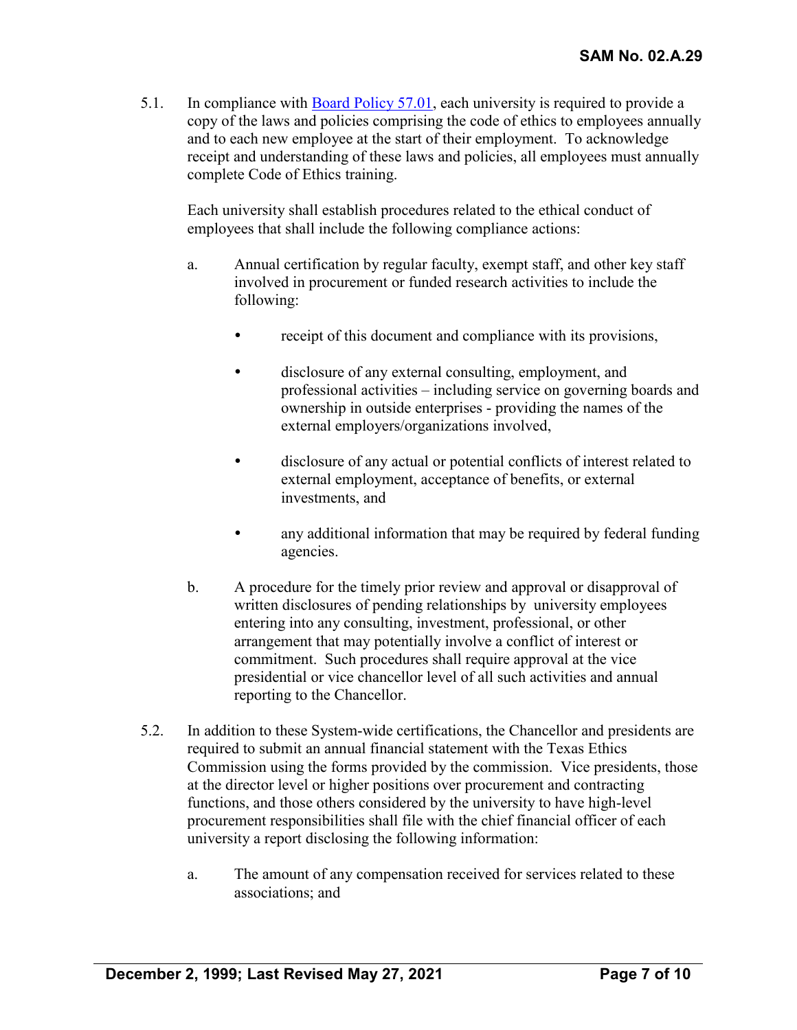5.1. In compliance with [Board Policy 57.01](), each university is required to provide a copy of the laws and policies comprising the code of ethics to employees annually and to each new employee at the start of their employment. To acknowledge receipt and understanding of these laws and policies, all employees must annually complete Code of Ethics training.

Each university shall establish procedures related to the ethical conduct of employees that shall include the following compliance actions:

a. Annual certification by regular faculty, exempt staff, and other key staff involved in procurement or funded research activities to include the following:

- receipt of this document and compliance with its provisions,
- disclosure of any external consulting, employment, and professional activities – including service on governing boards and ownership in outside enterprises - providing the names of the external employers/organizations involved,
- disclosure of any actual or potential conflicts of interest related to external employment, acceptance of benefits, or external investments, and
- any additional information that may be required by federal funding agencies.

b. A procedure for the timely prior review and approval or disapproval of written disclosures of pending relationships by university employees entering into any consulting, investment, professional, or other arrangement that may potentially involve a conflict of interest or commitment. Such procedures shall require approval at the vice presidential or vice chancellor level of all such activities and annual reporting to the Chancellor.

5.2. In addition to these System-wide certifications, the Chancellor and presidents are required to submit an annual financial statement with the Texas Ethics Commission using the forms provided by the commission. Vice presidents, those at the director level or higher positions over procurement and contracting functions, and those others considered by the university to have high-level procurement responsibilities shall file with the chief financial officer of each university a report disclosing the following information:

a. The amount of any compensation received for services related to these associations; and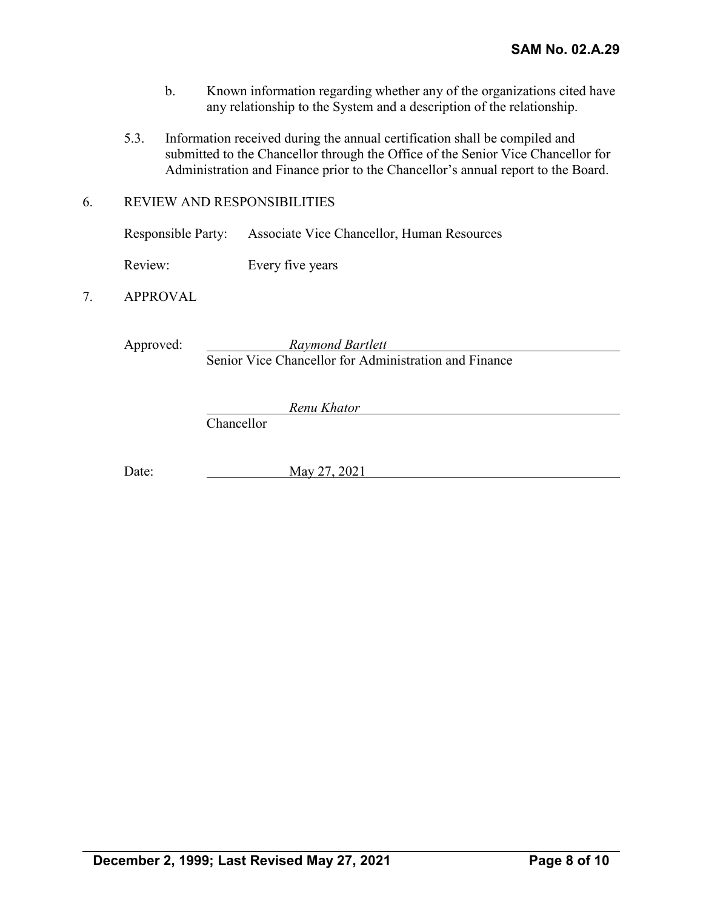b. Known information regarding whether any of the organizations cited have any relationship to the System and a description of the relationship.

5.3. Information received during the annual certification shall be compiled and submitted to the Chancellor through the Office of the Senior Vice Chancellor for Administration and Finance prior to the Chancellor's annual report to the Board.

6. REVIEW AND RESPONSIBILITIES

Responsible Party: Associate Vice Chancellor, Human Resources

Review: Every five years

7. APPROVAL

Approved: *Raymond Bartlett*
Senior Vice Chancellor for Administration and Finance

*Renu Khator*
Chancellor

Date: May 27, 2021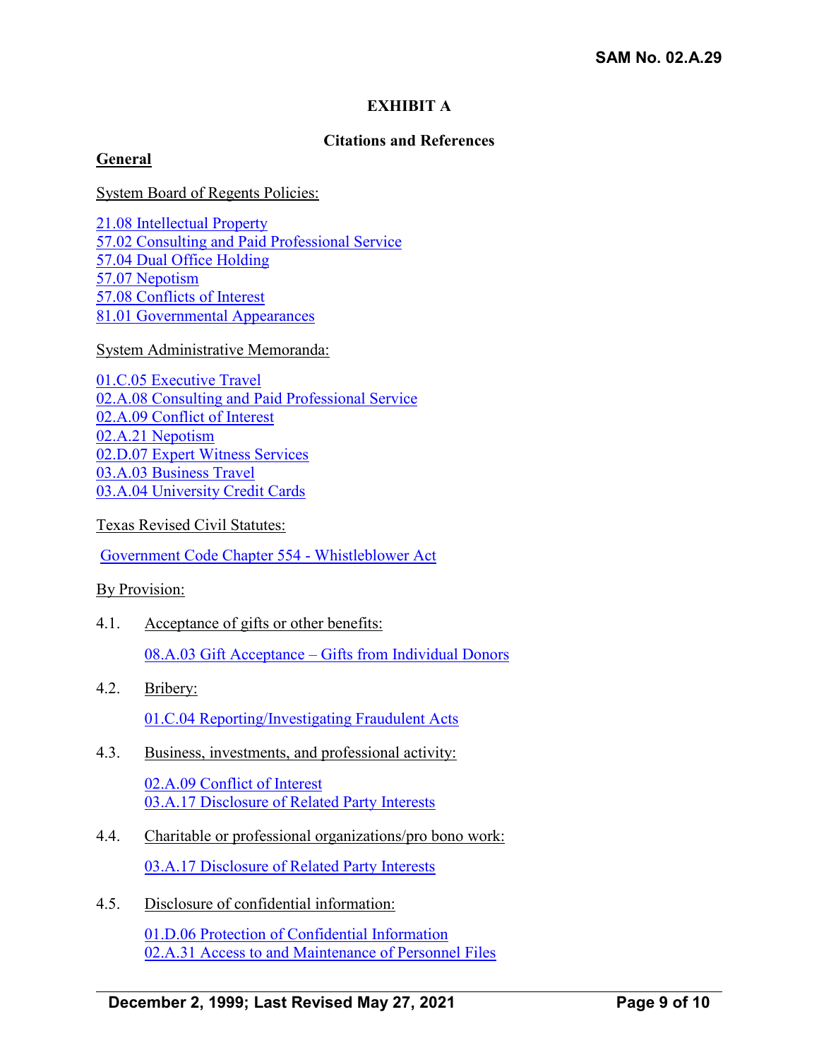# EXHIBIT A

## Citations and References

**General**

System Board of Regents Policies:

21.08 Intellectual Property
57.02 Consulting and Paid Professional Service
57.04 Dual Office Holding
57.07 Nepotism
57.08 Conflicts of Interest
81.01 Governmental Appearances

System Administrative Memoranda:

01.C.05 Executive Travel
02.A.08 Consulting and Paid Professional Service
02.A.09 Conflict of Interest
02.A.21 Nepotism
02.D.07 Expert Witness Services
03.A.03 Business Travel
03.A.04 University Credit Cards

Texas Revised Civil Statutes:

Government Code Chapter 554 - Whistleblower Act

By Provision:

4.1. Acceptance of gifts or other benefits:

08.A.03 Gift Acceptance – Gifts from Individual Donors

4.2. Bribery:

01.C.04 Reporting/Investigating Fraudulent Acts

4.3. Business, investments, and professional activity:

02.A.09 Conflict of Interest
03.A.17 Disclosure of Related Party Interests

4.4. Charitable or professional organizations/pro bono work:

03.A.17 Disclosure of Related Party Interests

4.5. Disclosure of confidential information:

01.D.06 Protection of Confidential Information
02.A.31 Access to and Maintenance of Personnel Files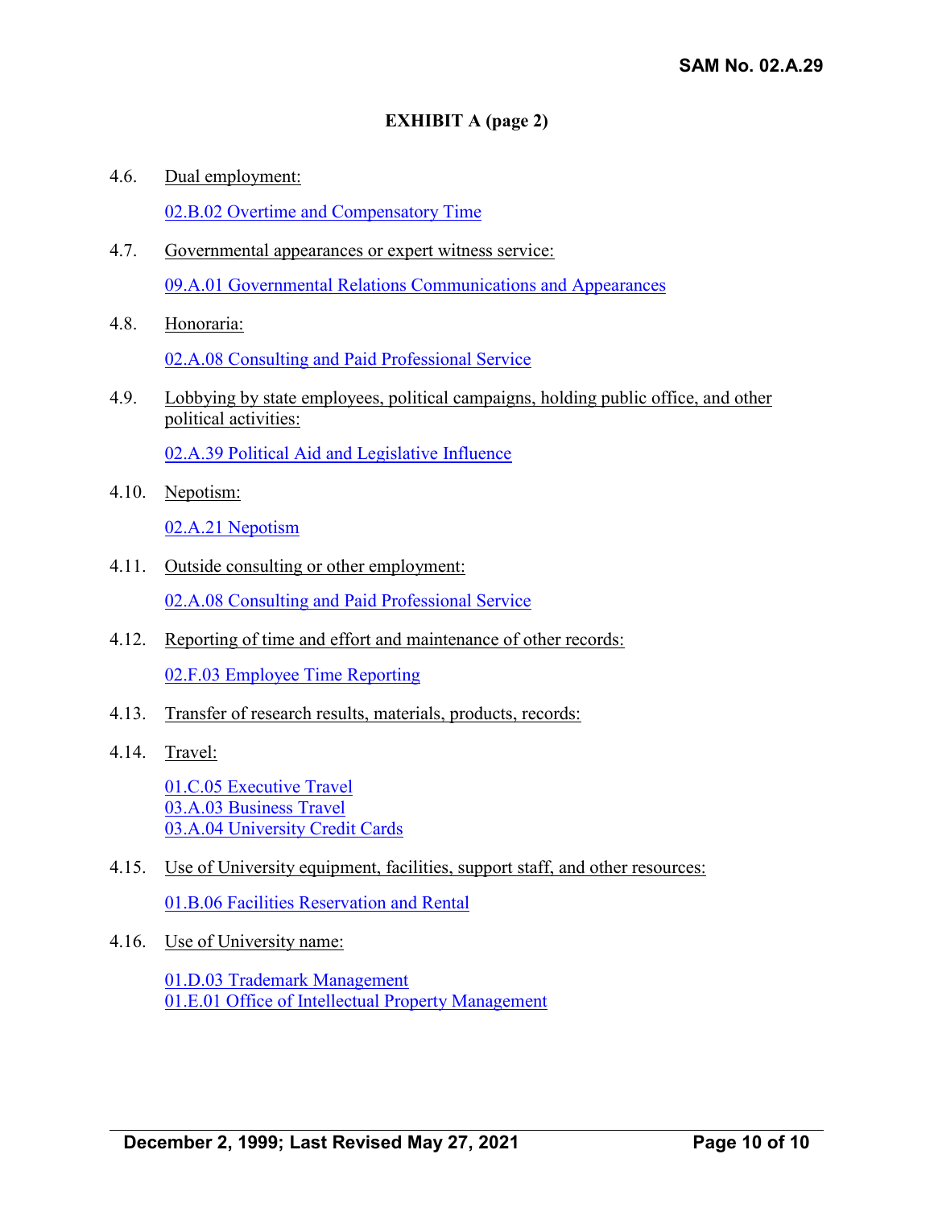**EXHIBIT A (page 2)**

4.6. Dual employment:

  02.B.02 Overtime and Compensatory Time

4.7. Governmental appearances or expert witness service:

  09.A.01 Governmental Relations Communications and Appearances

4.8. Honoraria:

  02.A.08 Consulting and Paid Professional Service

4.9. Lobbying by state employees, political campaigns, holding public office, and other political activities:

  02.A.39 Political Aid and Legislative Influence

4.10. Nepotism:

  02.A.21 Nepotism

4.11. Outside consulting or other employment:

  02.A.08 Consulting and Paid Professional Service

4.12. Reporting of time and effort and maintenance of other records:

  02.F.03 Employee Time Reporting

4.13. Transfer of research results, materials, products, records:

4.14. Travel:

  01.C.05 Executive Travel
  03.A.03 Business Travel
  03.A.04 University Credit Cards

4.15. Use of University equipment, facilities, support staff, and other resources:

  01.B.06 Facilities Reservation and Rental

4.16. Use of University name:

  01.D.03 Trademark Management
  01.E.01 Office of Intellectual Property Management